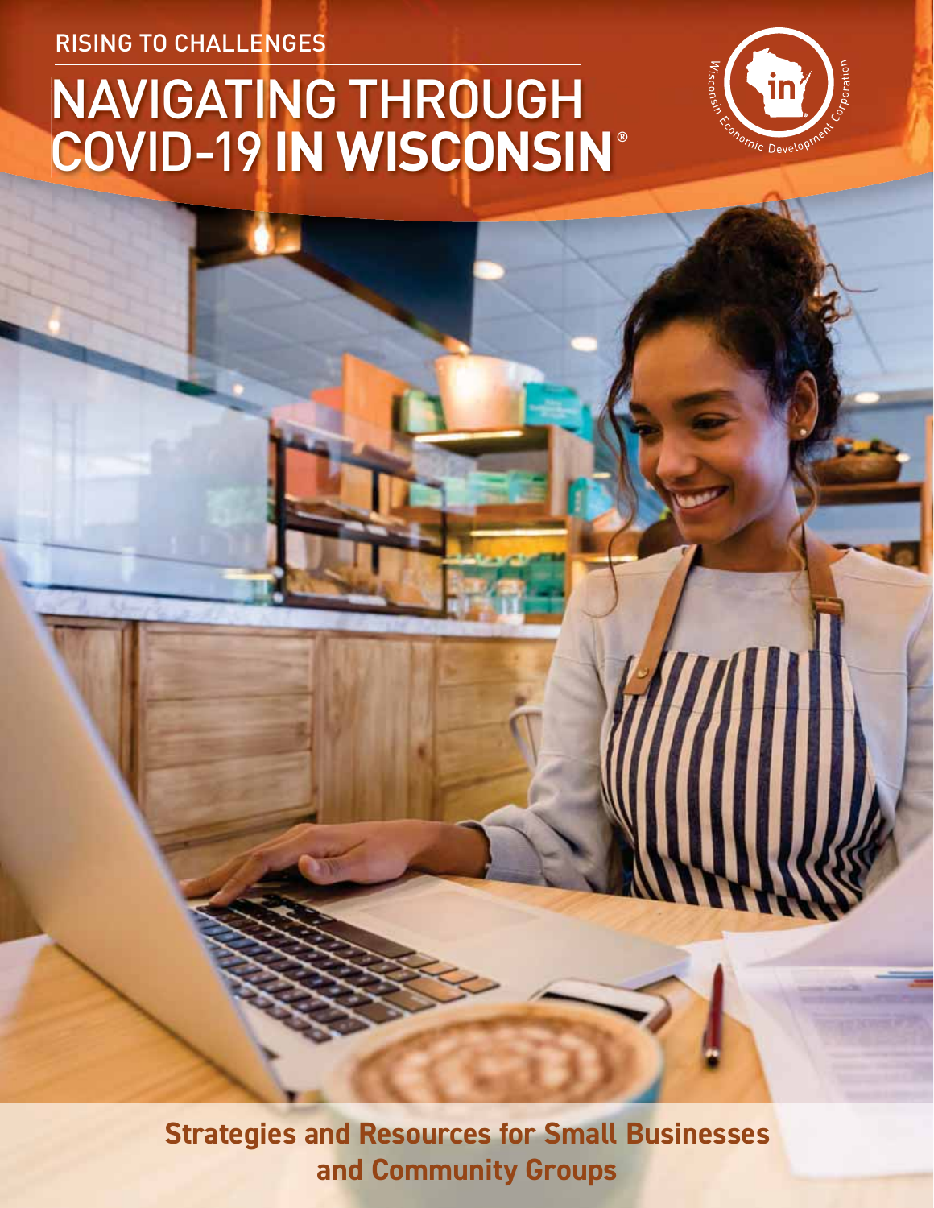RISING TO CHALLENGES

# NAVIGATING THROUGH COVID-19 IN WISCONSIN®

Wisconsin Economic Development Corporation

**Strategies and Resources for Small Businesses and Community Groups**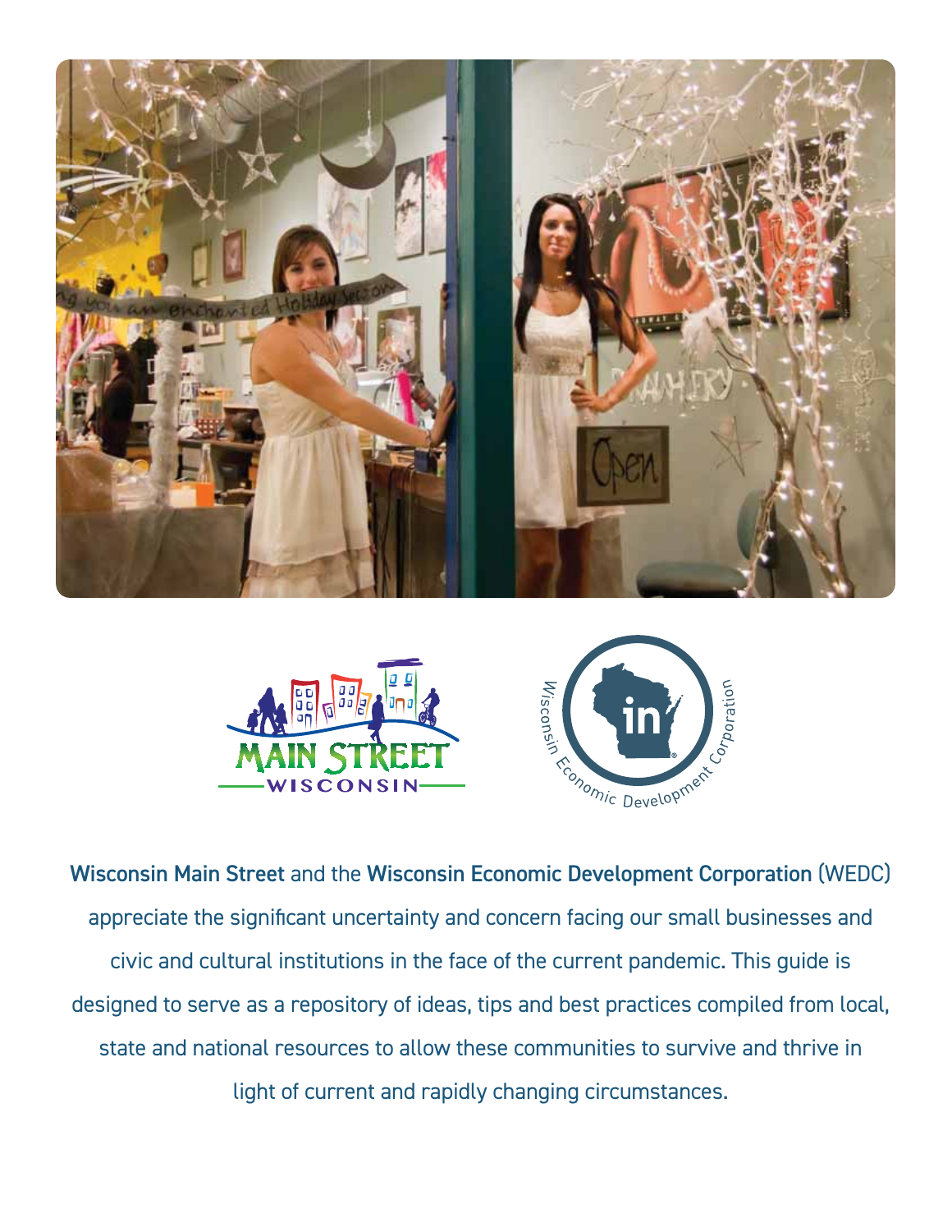**Wisconsin Main Street** and the **Wisconsin Economic Development Corporation** (WEDC) appreciate the significant uncertainty and concern facing our small businesses and civic and cultural institutions in the face of the current pandemic. This guide is designed to serve as a repository of ideas, tips and best practices compiled from local, state and national resources to allow these communities to survive and thrive in light of current and rapidly changing circumstances.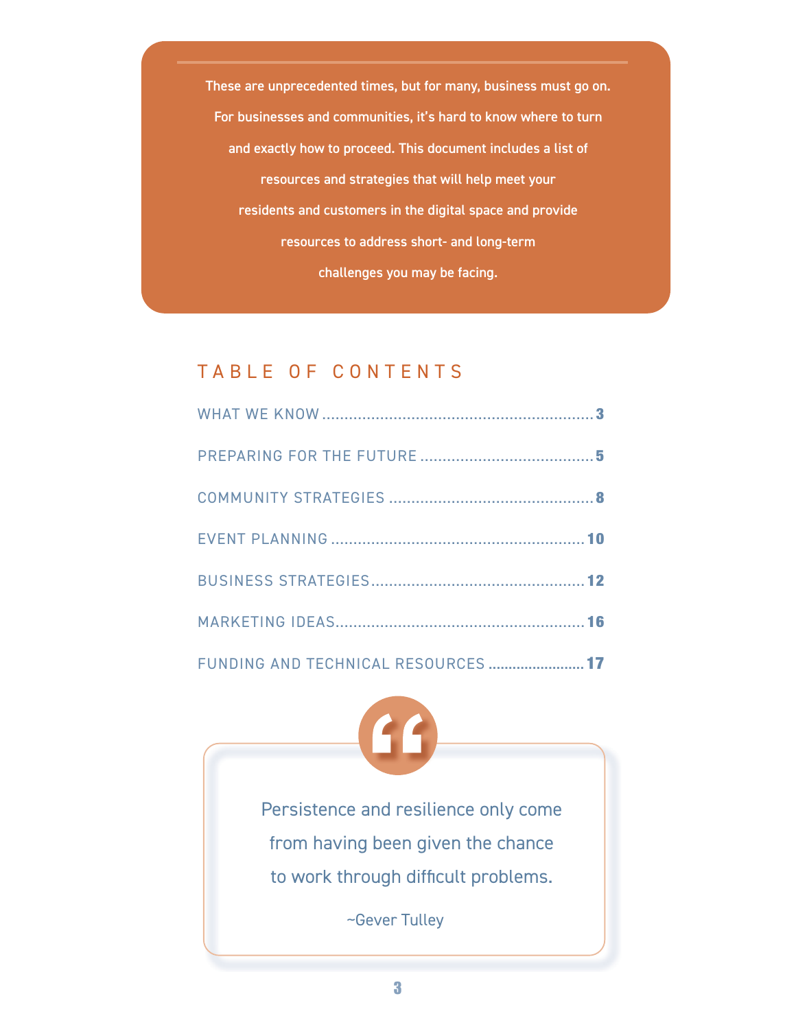These are unprecedented times, but for many, business must go on. For businesses and communities, it's hard to know where to turn and exactly how to proceed. This document includes a list of resources and strategies that will help meet your residents and customers in the digital space and provide resources to address short- and long-term challenges you may be facing.

## TABLE OF CONTENTS

- WHAT WE KNOW ........................................ 3
- PREPARING FOR THE FUTURE ........................................ 5
- COMMUNITY STRATEGIES ........................................ 8
- EVENT PLANNING ........................................ 10
- BUSINESS STRATEGIES ........................................ 12
- MARKETING IDEAS ........................................ 16
- FUNDING AND TECHNICAL RESOURCES ........................................ 17

> Persistence and resilience only come from having been given the chance to work through difficult problems.
>
> ~Gever Tulley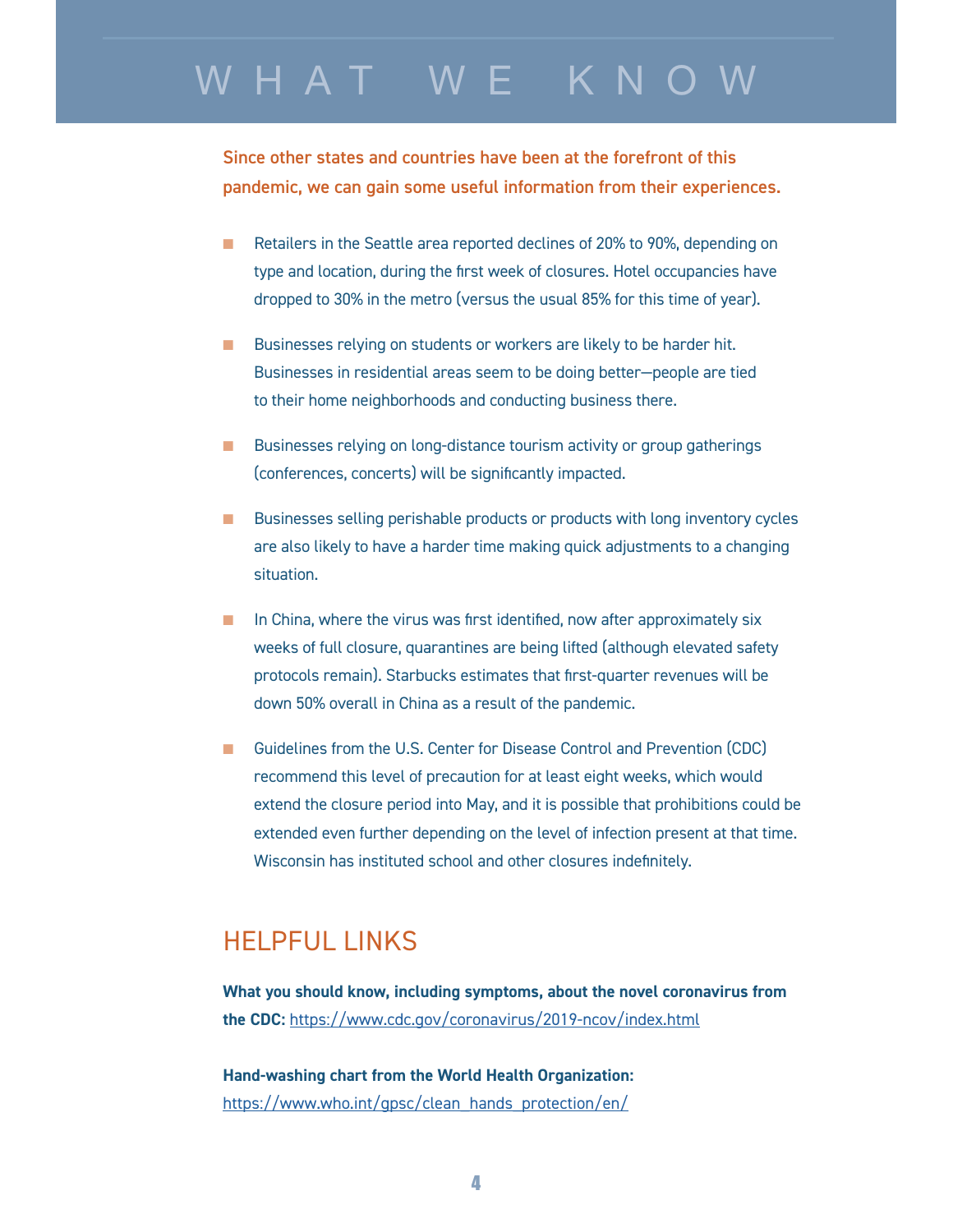# WHAT WE KNOW

**Since other states and countries have been at the forefront of this pandemic, we can gain some useful information from their experiences.**

- Retailers in the Seattle area reported declines of 20% to 90%, depending on type and location, during the first week of closures. Hotel occupancies have dropped to 30% in the metro (versus the usual 85% for this time of year).

- Businesses relying on students or workers are likely to be harder hit. Businesses in residential areas seem to be doing better—people are tied to their home neighborhoods and conducting business there.

- Businesses relying on long-distance tourism activity or group gatherings (conferences, concerts) will be significantly impacted.

- Businesses selling perishable products or products with long inventory cycles are also likely to have a harder time making quick adjustments to a changing situation.

- In China, where the virus was first identified, now after approximately six weeks of full closure, quarantines are being lifted (although elevated safety protocols remain). Starbucks estimates that first-quarter revenues will be down 50% overall in China as a result of the pandemic.

- Guidelines from the U.S. Center for Disease Control and Prevention (CDC) recommend this level of precaution for at least eight weeks, which would extend the closure period into May, and it is possible that prohibitions could be extended even further depending on the level of infection present at that time. Wisconsin has instituted school and other closures indefinitely.

## HELPFUL LINKS

**What you should know, including symptoms, about the novel coronavirus from the CDC:** https://www.cdc.gov/coronavirus/2019-ncov/index.html

**Hand-washing chart from the World Health Organization:** https://www.who.int/gpsc/clean_hands_protection/en/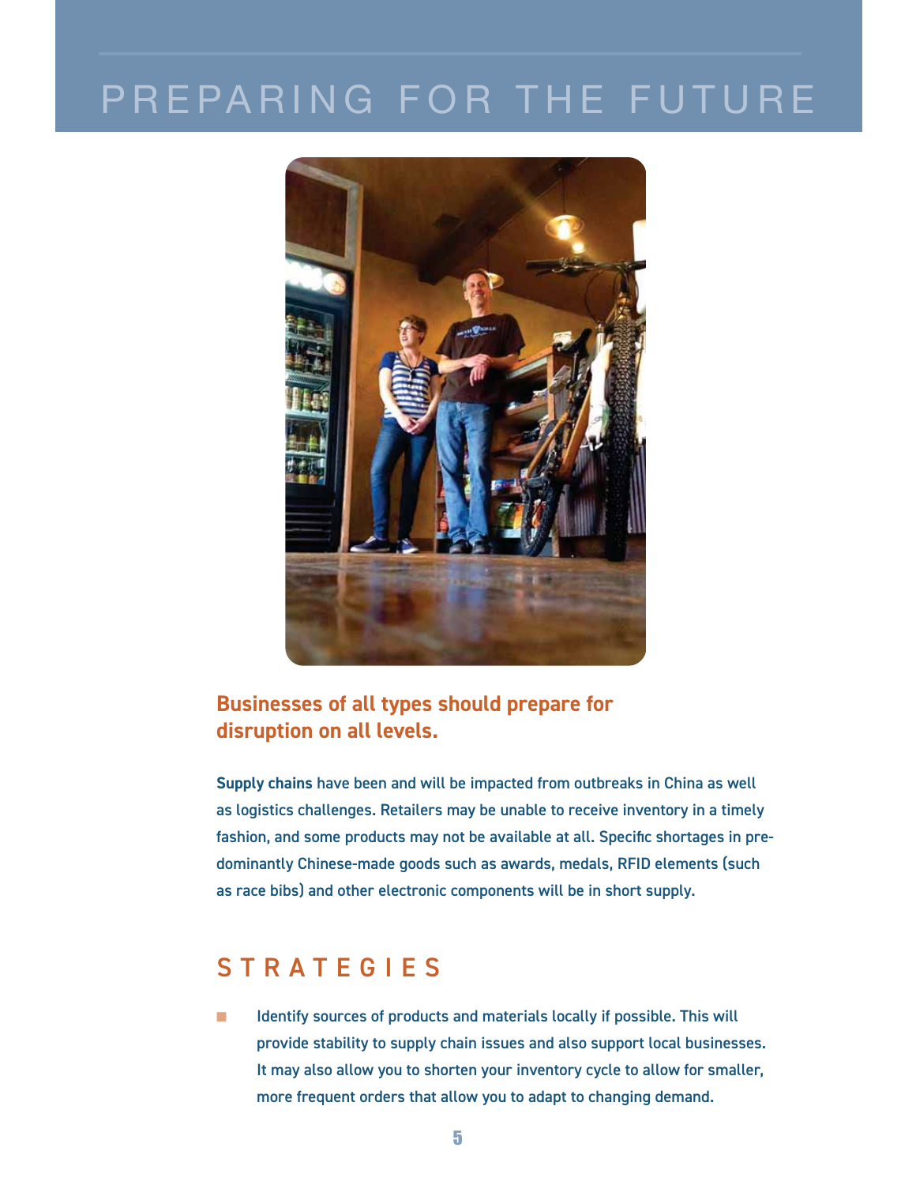# PREPARING FOR THE FUTURE

## Businesses of all types should prepare for disruption on all levels.

**Supply chains** have been and will be impacted from outbreaks in China as well as logistics challenges. Retailers may be unable to receive inventory in a timely fashion, and some products may not be available at all. Specific shortages in predominantly Chinese-made goods such as awards, medals, RFID elements (such as race bibs) and other electronic components will be in short supply.

## STRATEGIES

- Identify sources of products and materials locally if possible. This will provide stability to supply chain issues and also support local businesses. It may also allow you to shorten your inventory cycle to allow for smaller, more frequent orders that allow you to adapt to changing demand.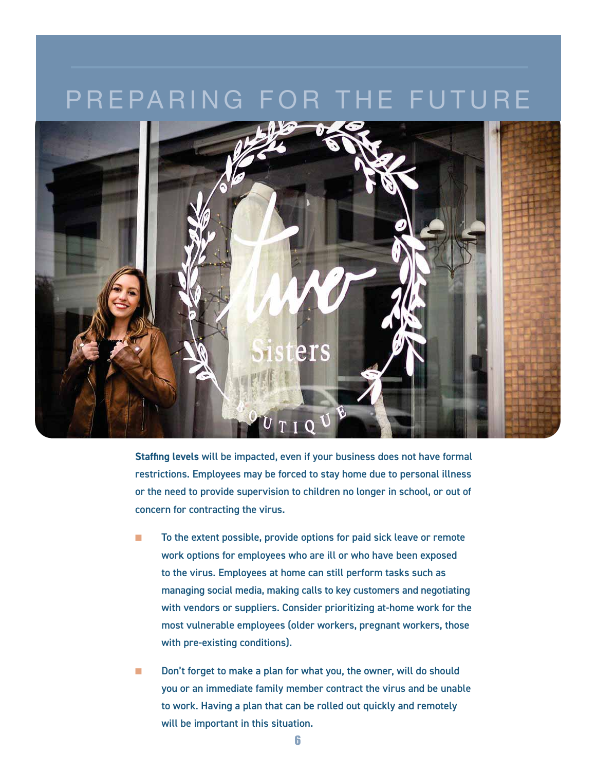# PREPARING FOR THE FUTURE

**Staffing levels** will be impacted, even if your business does not have formal restrictions. Employees may be forced to stay home due to personal illness or the need to provide supervision to children no longer in school, or out of concern for contracting the virus.

- To the extent possible, provide options for paid sick leave or remote work options for employees who are ill or who have been exposed to the virus. Employees at home can still perform tasks such as managing social media, making calls to key customers and negotiating with vendors or suppliers. Consider prioritizing at-home work for the most vulnerable employees (older workers, pregnant workers, those with pre-existing conditions).

- Don't forget to make a plan for what you, the owner, will do should you or an immediate family member contract the virus and be unable to work. Having a plan that can be rolled out quickly and remotely will be important in this situation.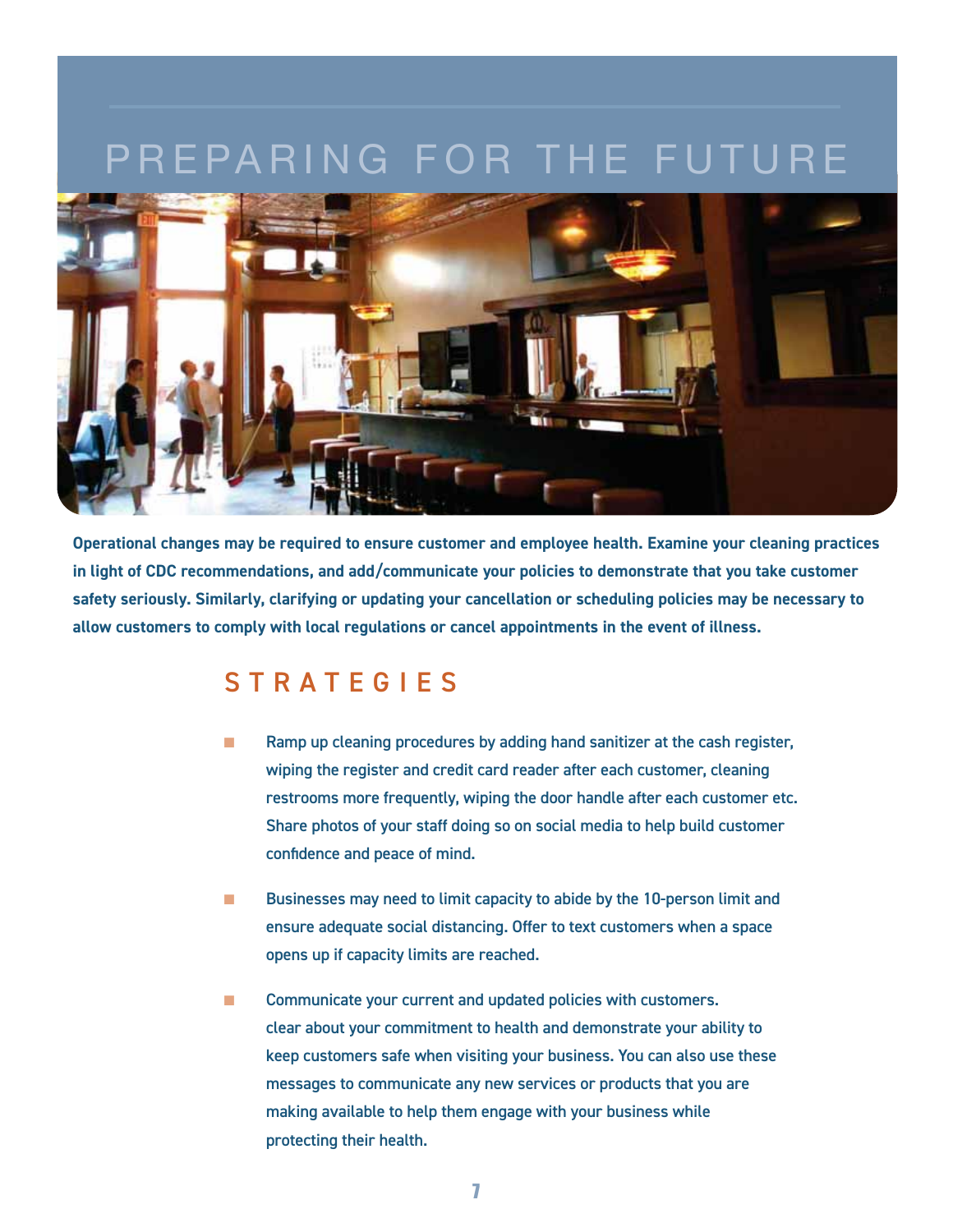# PREPARING FOR THE FUTURE

**Operational changes may be required to ensure customer and employee health. Examine your cleaning practices in light of CDC recommendations, and add/communicate your policies to demonstrate that you take customer safety seriously. Similarly, clarifying or updating your cancellation or scheduling policies may be necessary to allow customers to comply with local regulations or cancel appointments in the event of illness.**

## STRATEGIES

- Ramp up cleaning procedures by adding hand sanitizer at the cash register, wiping the register and credit card reader after each customer, cleaning restrooms more frequently, wiping the door handle after each customer etc. Share photos of your staff doing so on social media to help build customer confidence and peace of mind.
- Businesses may need to limit capacity to abide by the 10-person limit and ensure adequate social distancing. Offer to text customers when a space opens up if capacity limits are reached.
- Communicate your current and updated policies with customers. clear about your commitment to health and demonstrate your ability to keep customers safe when visiting your business. You can also use these messages to communicate any new services or products that you are making available to help them engage with your business while protecting their health.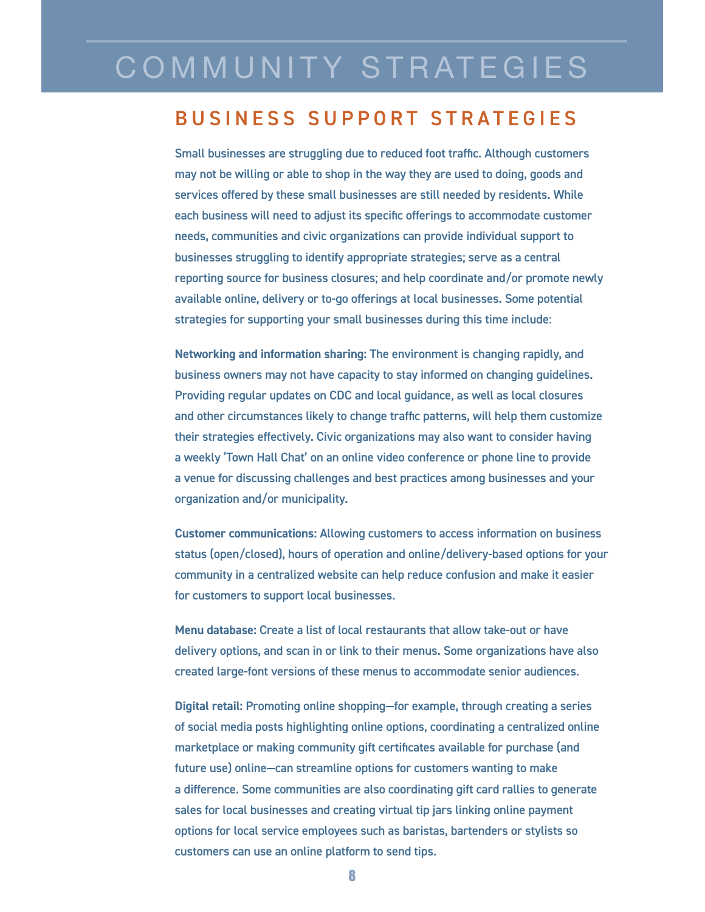# COMMUNITY STRATEGIES

## BUSINESS SUPPORT STRATEGIES

Small businesses are struggling due to reduced foot traffic. Although customers may not be willing or able to shop in the way they are used to doing, goods and services offered by these small businesses are still needed by residents. While each business will need to adjust its specific offerings to accommodate customer needs, communities and civic organizations can provide individual support to businesses struggling to identify appropriate strategies; serve as a central reporting source for business closures; and help coordinate and/or promote newly available online, delivery or to-go offerings at local businesses. Some potential strategies for supporting your small businesses during this time include:

**Networking and information sharing:** The environment is changing rapidly, and business owners may not have capacity to stay informed on changing guidelines. Providing regular updates on CDC and local guidance, as well as local closures and other circumstances likely to change traffic patterns, will help them customize their strategies effectively. Civic organizations may also want to consider having a weekly 'Town Hall Chat' on an online video conference or phone line to provide a venue for discussing challenges and best practices among businesses and your organization and/or municipality.

**Customer communications:** Allowing customers to access information on business status (open/closed), hours of operation and online/delivery-based options for your community in a centralized website can help reduce confusion and make it easier for customers to support local businesses.

**Menu database:** Create a list of local restaurants that allow take-out or have delivery options, and scan in or link to their menus. Some organizations have also created large-font versions of these menus to accommodate senior audiences.

**Digital retail:** Promoting online shopping—for example, through creating a series of social media posts highlighting online options, coordinating a centralized online marketplace or making community gift certificates available for purchase (and future use) online—can streamline options for customers wanting to make a difference. Some communities are also coordinating gift card rallies to generate sales for local businesses and creating virtual tip jars linking online payment options for local service employees such as baristas, bartenders or stylists so customers can use an online platform to send tips.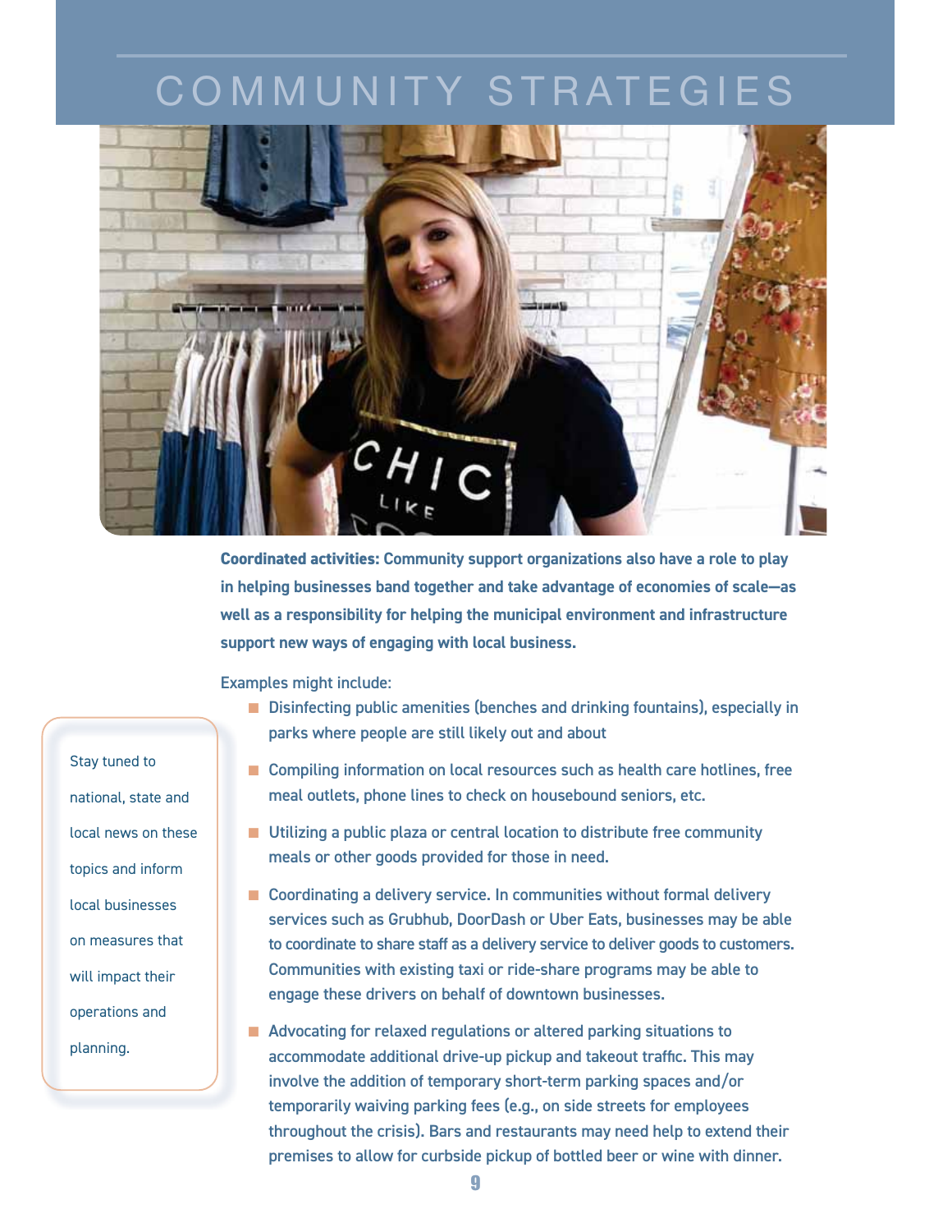# COMMUNITY STRATEGIES

**Coordinated activities: Community support organizations also have a role to play in helping businesses band together and take advantage of economies of scale—as well as a responsibility for helping the municipal environment and infrastructure support new ways of engaging with local business.**

Examples might include:

- Disinfecting public amenities (benches and drinking fountains), especially in parks where people are still likely out and about
- Compiling information on local resources such as health care hotlines, free meal outlets, phone lines to check on housebound seniors, etc.
- Utilizing a public plaza or central location to distribute free community meals or other goods provided for those in need.
- Coordinating a delivery service. In communities without formal delivery services such as Grubhub, DoorDash or Uber Eats, businesses may be able to coordinate to share staff as a delivery service to deliver goods to customers. Communities with existing taxi or ride-share programs may be able to engage these drivers on behalf of downtown businesses.
- Advocating for relaxed regulations or altered parking situations to accommodate additional drive-up pickup and takeout traffic. This may involve the addition of temporary short-term parking spaces and/or temporarily waiving parking fees (e.g., on side streets for employees throughout the crisis). Bars and restaurants may need help to extend their premises to allow for curbside pickup of bottled beer or wine with dinner.

Stay tuned to national, state and local news on these topics and inform local businesses on measures that will impact their operations and planning.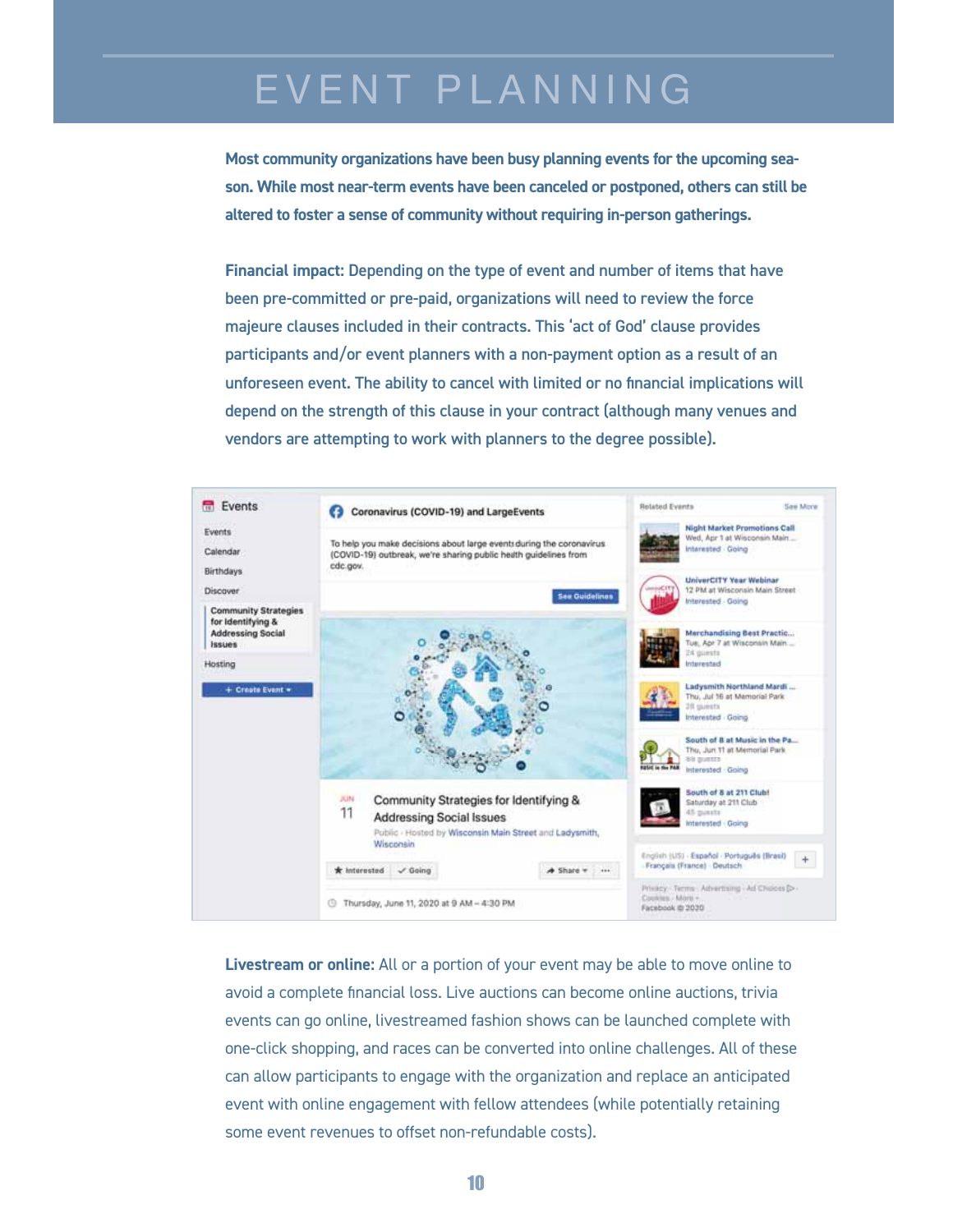# EVENT PLANNING

**Most community organizations have been busy planning events for the upcoming season. While most near-term events have been canceled or postponed, others can still be altered to foster a sense of community without requiring in-person gatherings.**

**Financial impact:** Depending on the type of event and number of items that have been pre-committed or pre-paid, organizations will need to review the force majeure clauses included in their contracts. This 'act of God' clause provides participants and/or event planners with a non-payment option as a result of an unforeseen event. The ability to cancel with limited or no financial implications will depend on the strength of this clause in your contract (although many venues and vendors are attempting to work with planners to the degree possible).

**Livestream or online:** All or a portion of your event may be able to move online to avoid a complete financial loss. Live auctions can become online auctions, trivia events can go online, livestreamed fashion shows can be launched complete with one-click shopping, and races can be converted into online challenges. All of these can allow participants to engage with the organization and replace an anticipated event with online engagement with fellow attendees (while potentially retaining some event revenues to offset non-refundable costs).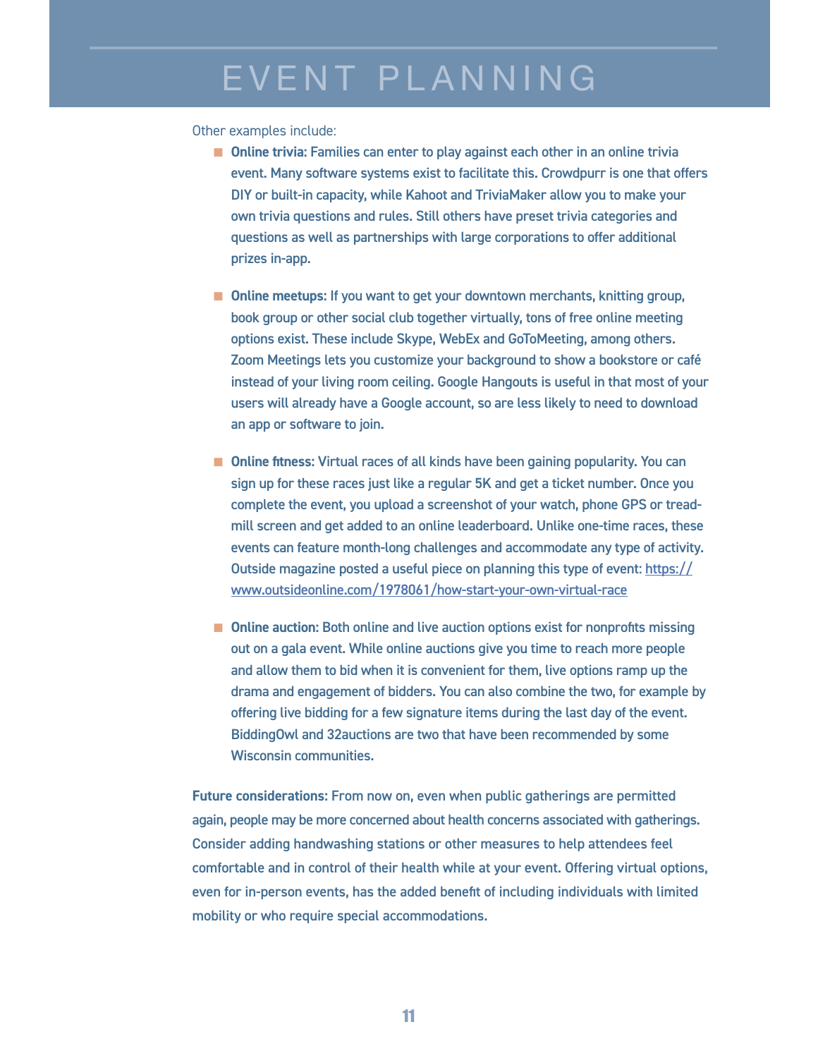# EVENT PLANNING

Other examples include:

- **Online trivia**: Families can enter to play against each other in an online trivia event. Many software systems exist to facilitate this. Crowdpurr is one that offers DIY or built-in capacity, while Kahoot and TriviaMaker allow you to make your own trivia questions and rules. Still others have preset trivia categories and questions as well as partnerships with large corporations to offer additional prizes in-app.

- **Online meetups:** If you want to get your downtown merchants, knitting group, book group or other social club together virtually, tons of free online meeting options exist. These include Skype, WebEx and GoToMeeting, among others. Zoom Meetings lets you customize your background to show a bookstore or café instead of your living room ceiling. Google Hangouts is useful in that most of your users will already have a Google account, so are less likely to need to download an app or software to join.

- **Online fitness**: Virtual races of all kinds have been gaining popularity. You can sign up for these races just like a regular 5K and get a ticket number. Once you complete the event, you upload a screenshot of your watch, phone GPS or treadmill screen and get added to an online leaderboard. Unlike one-time races, these events can feature month-long challenges and accommodate any type of activity. Outside magazine posted a useful piece on planning this type of event: https://www.outsideonline.com/1978061/how-start-your-own-virtual-race

- **Online auction:** Both online and live auction options exist for nonprofits missing out on a gala event. While online auctions give you time to reach more people and allow them to bid when it is convenient for them, live options ramp up the drama and engagement of bidders. You can also combine the two, for example by offering live bidding for a few signature items during the last day of the event. BiddingOwl and 32auctions are two that have been recommended by some Wisconsin communities.

**Future considerations:** From now on, even when public gatherings are permitted again, people may be more concerned about health concerns associated with gatherings. Consider adding handwashing stations or other measures to help attendees feel comfortable and in control of their health while at your event. Offering virtual options, even for in-person events, has the added benefit of including individuals with limited mobility or who require special accommodations.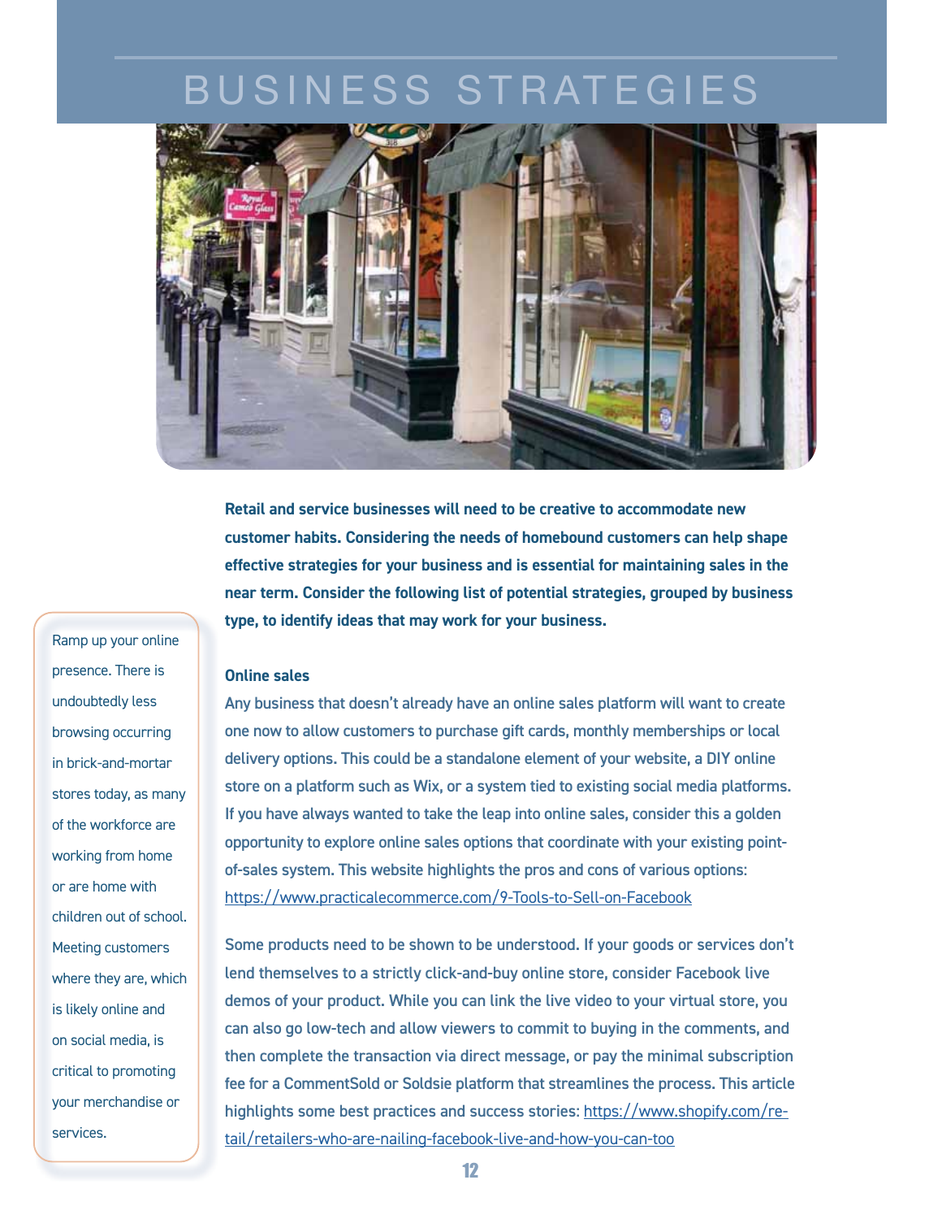# BUSINESS STRATEGIES

**Retail and service businesses will need to be creative to accommodate new customer habits. Considering the needs of homebound customers can help shape effective strategies for your business and is essential for maintaining sales in the near term. Consider the following list of potential strategies, grouped by business type, to identify ideas that may work for your business.**

Ramp up your online presence. There is undoubtedly less browsing occurring in brick-and-mortar stores today, as many of the workforce are working from home or are home with children out of school. Meeting customers where they are, which is likely online and on social media, is critical to promoting your merchandise or services.

**Online sales**

Any business that doesn't already have an online sales platform will want to create one now to allow customers to purchase gift cards, monthly memberships or local delivery options. This could be a standalone element of your website, a DIY online store on a platform such as Wix, or a system tied to existing social media platforms. If you have always wanted to take the leap into online sales, consider this a golden opportunity to explore online sales options that coordinate with your existing point-of-sales system. This website highlights the pros and cons of various options: https://www.practicalecommerce.com/9-Tools-to-Sell-on-Facebook

Some products need to be shown to be understood. If your goods or services don't lend themselves to a strictly click-and-buy online store, consider Facebook live demos of your product. While you can link the live video to your virtual store, you can also go low-tech and allow viewers to commit to buying in the comments, and then complete the transaction via direct message, or pay the minimal subscription fee for a CommentSold or Soldsie platform that streamlines the process. This article highlights some best practices and success stories: https://www.shopify.com/retail/retailers-who-are-nailing-facebook-live-and-how-you-can-too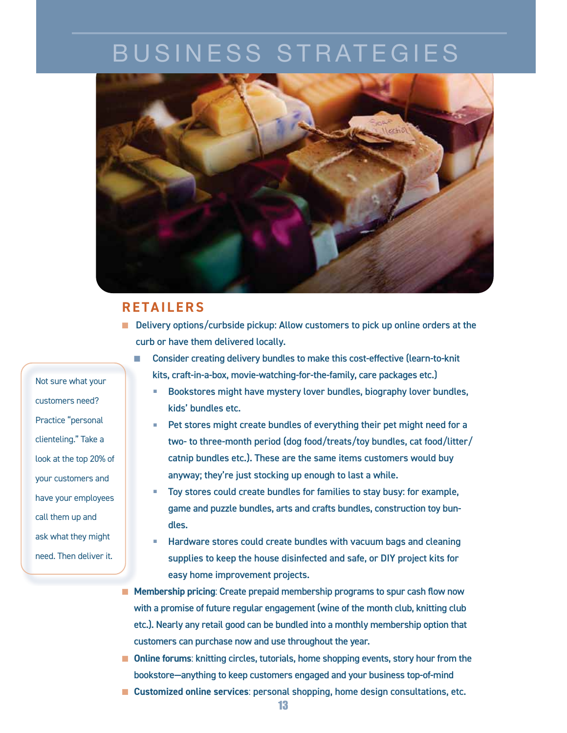# BUSINESS STRATEGIES

## RETAILERS

- Delivery options/curbside pickup: Allow customers to pick up online orders at the curb or have them delivered locally.
  - Consider creating delivery bundles to make this cost-effective (learn-to-knit kits, craft-in-a-box, movie-watching-for-the-family, care packages etc.)
    - Bookstores might have mystery lover bundles, biography lover bundles, kids' bundles etc.
    - Pet stores might create bundles of everything their pet might need for a two- to three-month period (dog food/treats/toy bundles, cat food/litter/catnip bundles etc.). These are the same items customers would buy anyway; they're just stocking up enough to last a while.
    - Toy stores could create bundles for families to stay busy: for example, game and puzzle bundles, arts and crafts bundles, construction toy bundles.
    - Hardware stores could create bundles with vacuum bags and cleaning supplies to keep the house disinfected and safe, or DIY project kits for easy home improvement projects.
- **Membership pricing**: Create prepaid membership programs to spur cash flow now with a promise of future regular engagement (wine of the month club, knitting club etc.). Nearly any retail good can be bundled into a monthly membership option that customers can purchase now and use throughout the year.
- **Online forums**: knitting circles, tutorials, home shopping events, story hour from the bookstore—anything to keep customers engaged and your business top-of-mind
- **Customized online services**: personal shopping, home design consultations, etc.

Not sure what your customers need? Practice "personal clienteling." Take a look at the top 20% of your customers and have your employees call them up and ask what they might need. Then deliver it.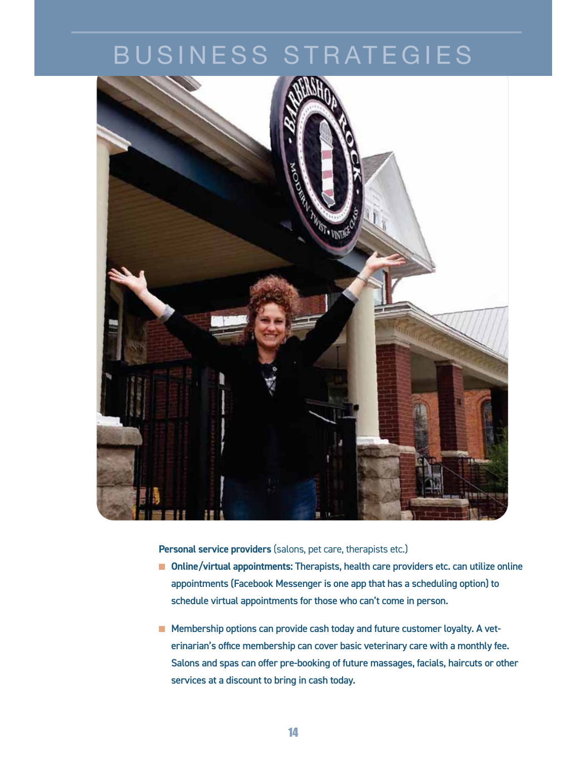# BUSINESS STRATEGIES

**Personal service providers** (salons, pet care, therapists etc.)

- **Online/virtual appointments:** Therapists, health care providers etc. can utilize online appointments (Facebook Messenger is one app that has a scheduling option) to schedule virtual appointments for those who can't come in person.

- Membership options can provide cash today and future customer loyalty. A veterinarian's office membership can cover basic veterinary care with a monthly fee. Salons and spas can offer pre-booking of future massages, facials, haircuts or other services at a discount to bring in cash today.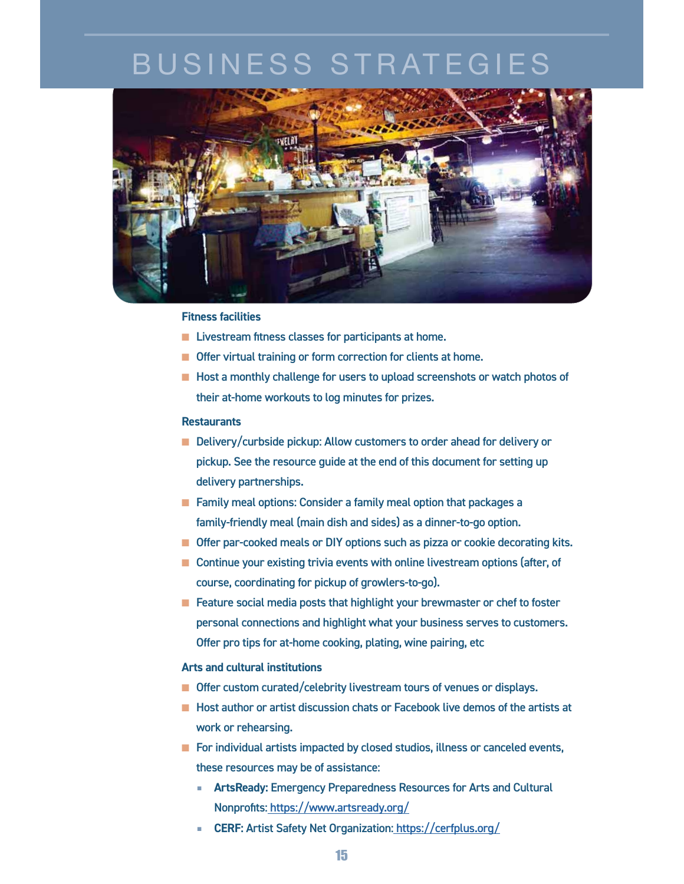# BUSINESS STRATEGIES

**Fitness facilities**

- Livestream fitness classes for participants at home.
- Offer virtual training or form correction for clients at home.
- Host a monthly challenge for users to upload screenshots or watch photos of their at-home workouts to log minutes for prizes.

**Restaurants**

- Delivery/curbside pickup: Allow customers to order ahead for delivery or pickup. See the resource guide at the end of this document for setting up delivery partnerships.
- Family meal options: Consider a family meal option that packages a family-friendly meal (main dish and sides) as a dinner-to-go option.
- Offer par-cooked meals or DIY options such as pizza or cookie decorating kits.
- Continue your existing trivia events with online livestream options (after, of course, coordinating for pickup of growlers-to-go).
- Feature social media posts that highlight your brewmaster or chef to foster personal connections and highlight what your business serves to customers. Offer pro tips for at-home cooking, plating, wine pairing, etc

**Arts and cultural institutions**

- Offer custom curated/celebrity livestream tours of venues or displays.
- Host author or artist discussion chats or Facebook live demos of the artists at work or rehearsing.
- For individual artists impacted by closed studios, illness or canceled events, these resources may be of assistance:
  - **ArtsReady:** Emergency Preparedness Resources for Arts and Cultural Nonprofits: https://www.artsready.org/
  - **CERF:** Artist Safety Net Organization: https://cerfplus.org/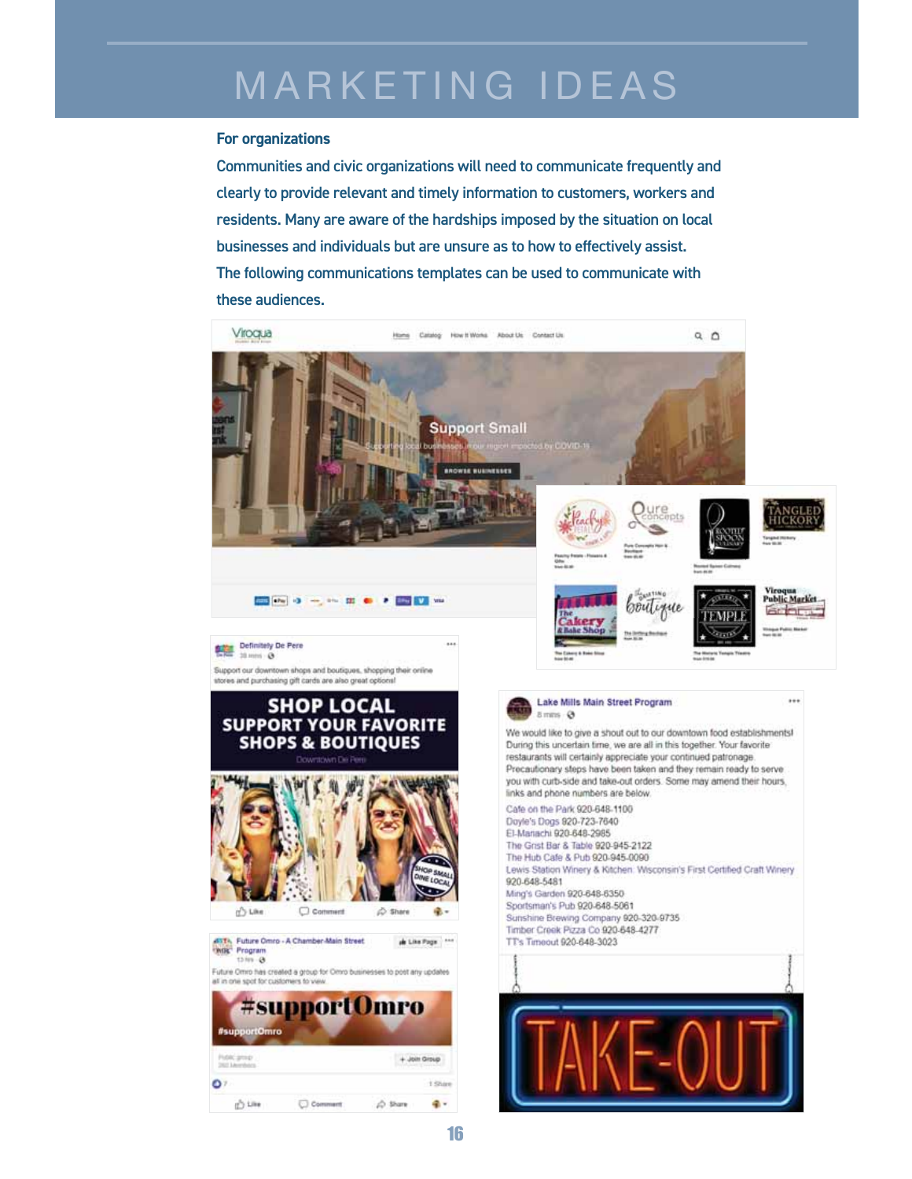# MARKETING IDEAS

**For organizations**

Communities and civic organizations will need to communicate frequently and clearly to provide relevant and timely information to customers, workers and residents. Many are aware of the hardships imposed by the situation on local businesses and individuals but are unsure as to how to effectively assist. The following communications templates can be used to communicate with these audiences.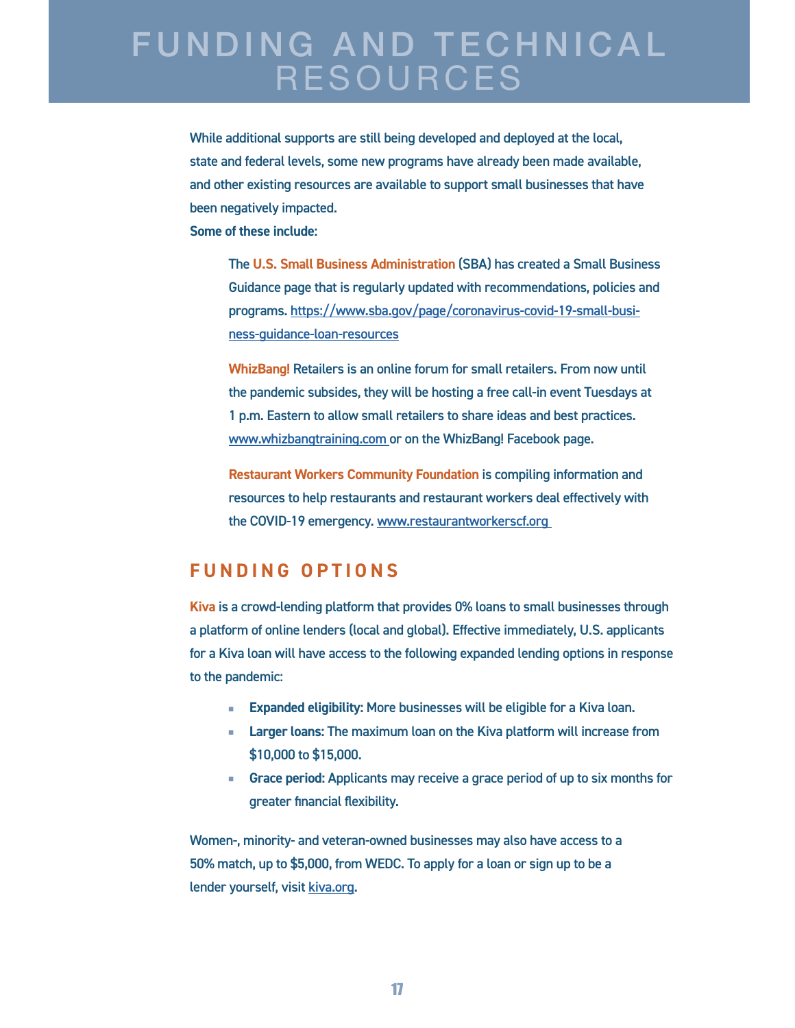# FUNDING AND TECHNICAL RESOURCES

While additional supports are still being developed and deployed at the local, state and federal levels, some new programs have already been made available, and other existing resources are available to support small businesses that have been negatively impacted.

**Some of these include:**

> The **U.S. Small Business Administration** (SBA) has created a Small Business Guidance page that is regularly updated with recommendations, policies and programs. https://www.sba.gov/page/coronavirus-covid-19-small-business-guidance-loan-resources
>
> **WhizBang!** Retailers is an online forum for small retailers. From now until the pandemic subsides, they will be hosting a free call-in event Tuesdays at 1 p.m. Eastern to allow small retailers to share ideas and best practices. www.whizbangtraining.com or on the WhizBang! Facebook page.
>
> **Restaurant Workers Community Foundation** is compiling information and resources to help restaurants and restaurant workers deal effectively with the COVID-19 emergency. www.restaurantworkerscf.org

## FUNDING OPTIONS

**Kiva** is a crowd-lending platform that provides 0% loans to small businesses through a platform of online lenders (local and global). Effective immediately, U.S. applicants for a Kiva loan will have access to the following expanded lending options in response to the pandemic:

- **Expanded eligibility:** More businesses will be eligible for a Kiva loan.
- **Larger loans:** The maximum loan on the Kiva platform will increase from $10,000 to $15,000.
- **Grace period:** Applicants may receive a grace period of up to six months for greater financial flexibility.

Women-, minority- and veteran-owned businesses may also have access to a 50% match, up to $5,000, from WEDC. To apply for a loan or sign up to be a lender yourself, visit kiva.org.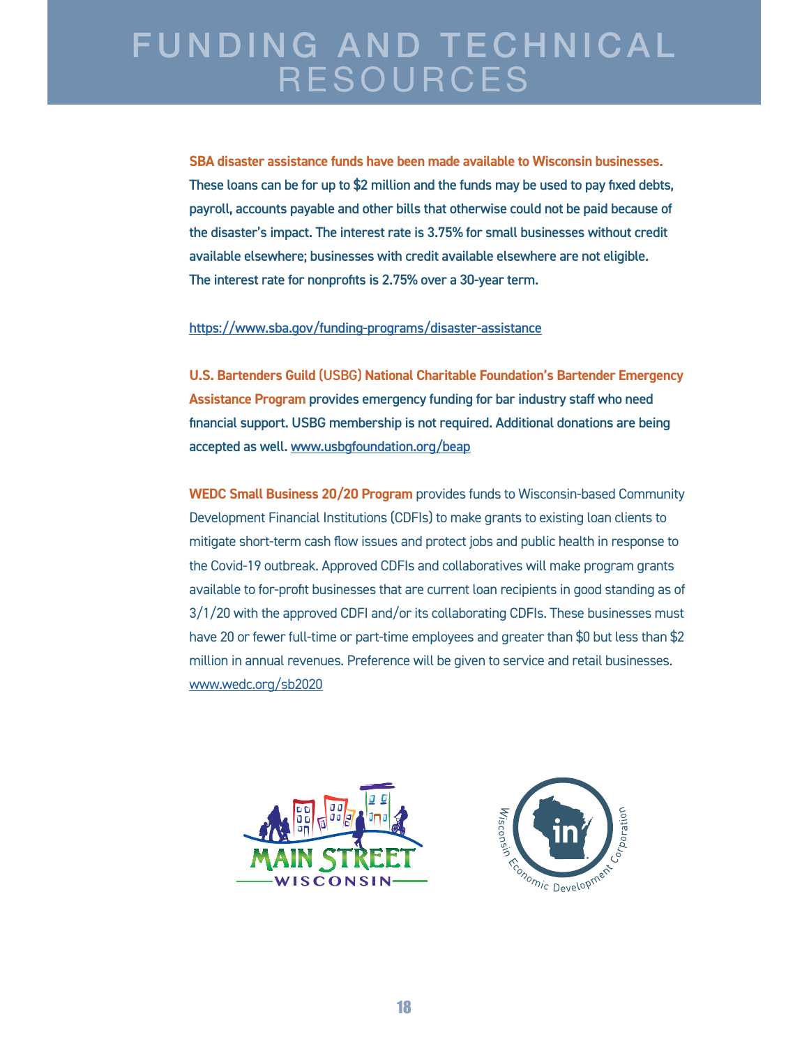# FUNDING AND TECHNICAL RESOURCES

**SBA disaster assistance funds have been made available to Wisconsin businesses.** These loans can be for up to $2 million and the funds may be used to pay fixed debts, payroll, accounts payable and other bills that otherwise could not be paid because of the disaster's impact. The interest rate is 3.75% for small businesses without credit available elsewhere; businesses with credit available elsewhere are not eligible. The interest rate for nonprofits is 2.75% over a 30-year term.

https://www.sba.gov/funding-programs/disaster-assistance

**U.S. Bartenders Guild (USBG) National Charitable Foundation's Bartender Emergency Assistance Program** provides emergency funding for bar industry staff who need financial support. USBG membership is not required. Additional donations are being accepted as well. www.usbgfoundation.org/beap

**WEDC Small Business 20/20 Program** provides funds to Wisconsin-based Community Development Financial Institutions (CDFIs) to make grants to existing loan clients to mitigate short-term cash flow issues and protect jobs and public health in response to the Covid-19 outbreak. Approved CDFIs and collaboratives will make program grants available to for-profit businesses that are current loan recipients in good standing as of 3/1/20 with the approved CDFI and/or its collaborating CDFIs. These businesses must have 20 or fewer full-time or part-time employees and greater than $0 but less than $2 million in annual revenues. Preference will be given to service and retail businesses. www.wedc.org/sb2020

MAIN STREET WISCONSIN

Wisconsin Economic Development Corporation